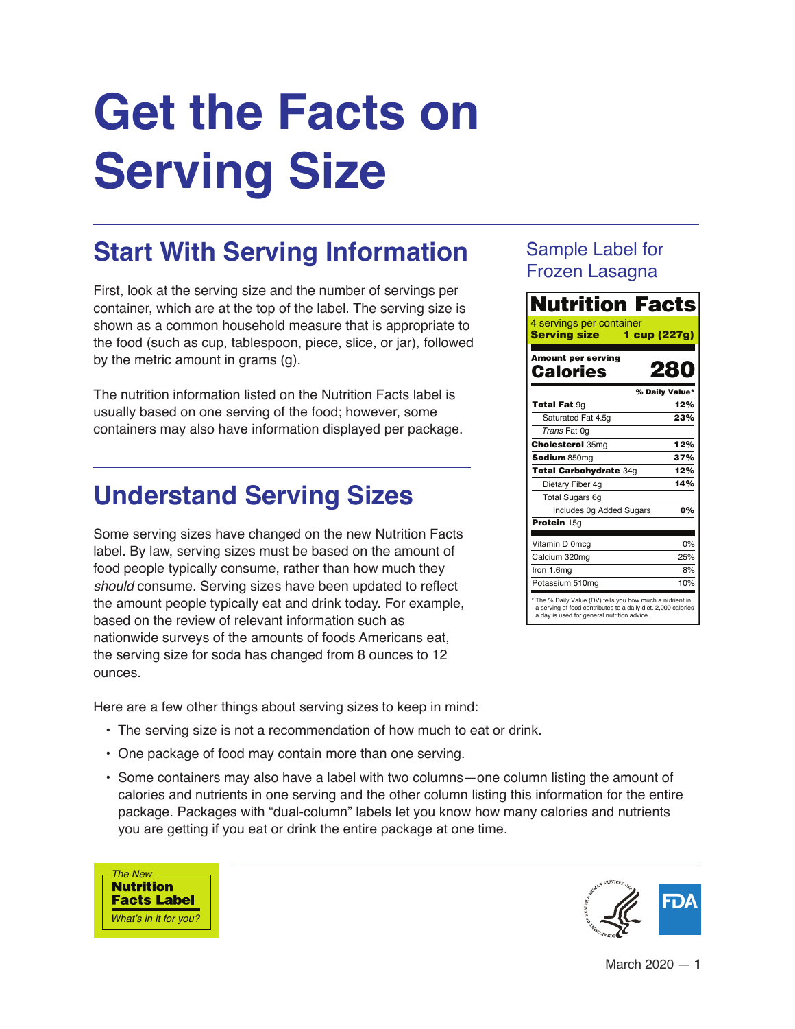# Get the Facts on Serving Size

## Start With Serving Information

First, look at the serving size and the number of servings per container, which are at the top of the label. The serving size is shown as a common household measure that is appropriate to the food (such as cup, tablespoon, piece, slice, or jar), followed by the metric amount in grams (g).

The nutrition information listed on the Nutrition Facts label is usually based on one serving of the food; however, some containers may also have information displayed per package.

### Sample Label for Frozen Lasagna

| Nutrition Facts | |
|---|---|
| 4 servings per container | |
| **Serving size** | **1 cup (227g)** |
| **Amount per serving** | |
| **Calories** | **280** |
| | **% Daily Value*** |
| **Total Fat** 9g | **12%** |
| Saturated Fat 4.5g | **23%** |
| *Trans* Fat 0g | |
| **Cholesterol** 35mg | **12%** |
| **Sodium** 850mg | **37%** |
| **Total Carbohydrate** 34g | **12%** |
| Dietary Fiber 4g | **14%** |
| Total Sugars 6g | |
| Includes 0g Added Sugars | **0%** |
| **Protein** 15g | |
| Vitamin D 0mcg | 0% |
| Calcium 320mg | 25% |
| Iron 1.6mg | 8% |
| Potassium 510mg | 10% |

* The % Daily Value (DV) tells you how much a nutrient in a serving of food contributes to a daily diet. 2,000 calories a day is used for general nutrition advice.

## Understand Serving Sizes

Some serving sizes have changed on the new Nutrition Facts label. By law, serving sizes must be based on the amount of food people typically consume, rather than how much they *should* consume. Serving sizes have been updated to reflect the amount people typically eat and drink today. For example, based on the review of relevant information such as nationwide surveys of the amounts of foods Americans eat, the serving size for soda has changed from 8 ounces to 12 ounces.

Here are a few other things about serving sizes to keep in mind:

- The serving size is not a recommendation of how much to eat or drink.
- One package of food may contain more than one serving.
- Some containers may also have a label with two columns—one column listing the amount of calories and nutrients in one serving and the other column listing this information for the entire package. Packages with "dual-column" labels let you know how many calories and nutrients you are getting if you eat or drink the entire package at one time.

*The New* **Nutrition Facts Label** *What's in it for you?*

March 2020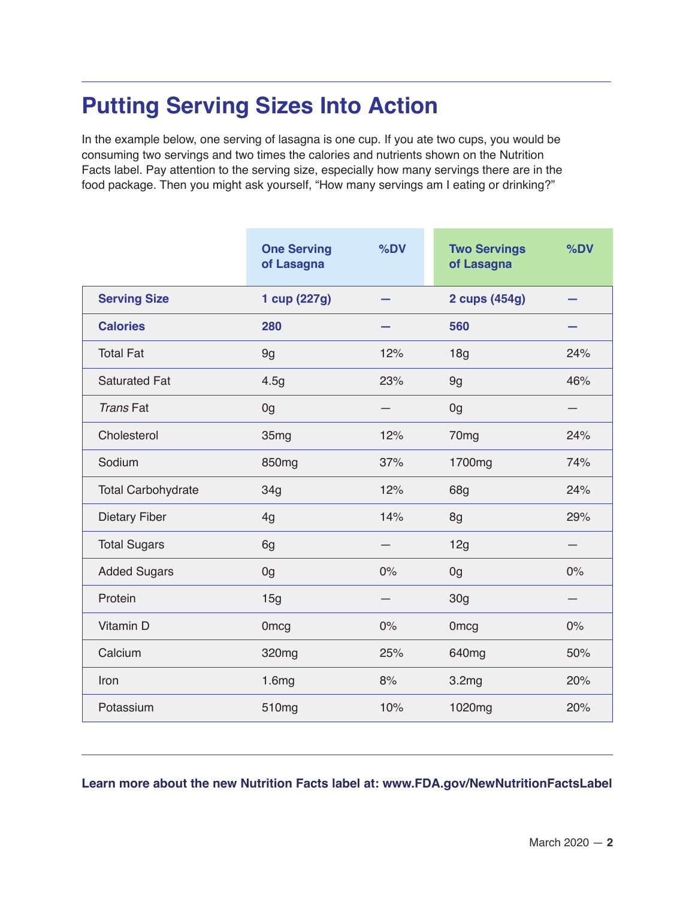## Putting Serving Sizes Into Action

In the example below, one serving of lasagna is one cup. If you ate two cups, you would be consuming two servings and two times the calories and nutrients shown on the Nutrition Facts label. Pay attention to the serving size, especially how many servings there are in the food package. Then you might ask yourself, "How many servings am I eating or drinking?"

| | One Serving of Lasagna | %DV | Two Servings of Lasagna | %DV |
|---|---|---|---|---|
| **Serving Size** | **1 cup (227g)** | **—** | **2 cups (454g)** | **—** |
| **Calories** | **280** | **—** | **560** | **—** |
| Total Fat | 9g | 12% | 18g | 24% |
| Saturated Fat | 4.5g | 23% | 9g | 46% |
| *Trans* Fat | 0g | — | 0g | — |
| Cholesterol | 35mg | 12% | 70mg | 24% |
| Sodium | 850mg | 37% | 1700mg | 74% |
| Total Carbohydrate | 34g | 12% | 68g | 24% |
| Dietary Fiber | 4g | 14% | 8g | 29% |
| Total Sugars | 6g | — | 12g | — |
| Added Sugars | 0g | 0% | 0g | 0% |
| Protein | 15g | — | 30g | — |
| Vitamin D | 0mcg | 0% | 0mcg | 0% |
| Calcium | 320mg | 25% | 640mg | 50% |
| Iron | 1.6mg | 8% | 3.2mg | 20% |
| Potassium | 510mg | 10% | 1020mg | 20% |

**Learn more about the new Nutrition Facts label at: www.FDA.gov/NewNutritionFactsLabel**

March 2020